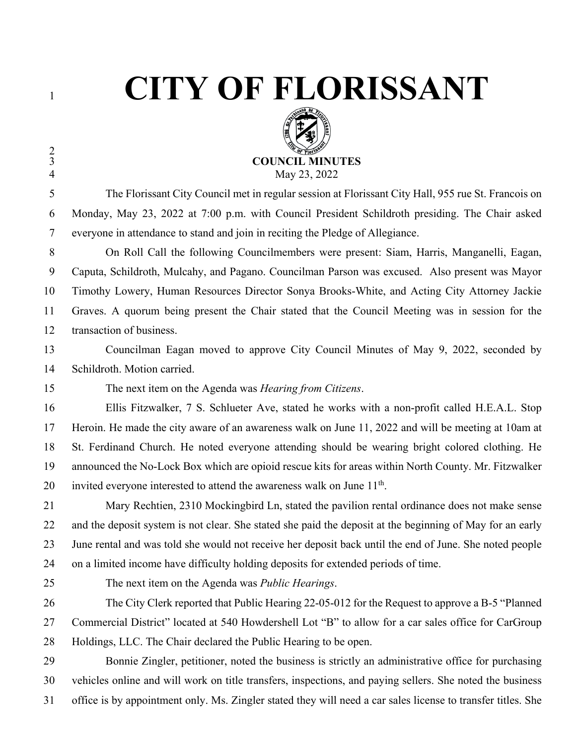# CITY OF FLORISSANT

**COUNCIL MINUTES**

May 23, 2022

The Florissant City Council met in regular session at Florissant City Hall, 955 rue St. Francois on Monday, May 23, 2022 at 7:00 p.m. with Council President Schildroth presiding. The Chair asked everyone in attendance to stand and join in reciting the Pledge of Allegiance.

On Roll Call the following Councilmembers were present: Siam, Harris, Manganelli, Eagan, Caputa, Schildroth, Mulcahy, and Pagano. Councilman Parson was excused. Also present was Mayor Timothy Lowery, Human Resources Director Sonya Brooks-White, and Acting City Attorney Jackie Graves. A quorum being present the Chair stated that the Council Meeting was in session for the transaction of business.

Councilman Eagan moved to approve City Council Minutes of May 9, 2022, seconded by Schildroth. Motion carried.

The next item on the Agenda was *Hearing from Citizens*.

Ellis Fitzwalker, 7 S. Schlueter Ave, stated he works with a non-profit called H.E.A.L. Stop Heroin. He made the city aware of an awareness walk on June 11, 2022 and will be meeting at 10am at St. Ferdinand Church. He noted everyone attending should be wearing bright colored clothing. He announced the No-Lock Box which are opioid rescue kits for areas within North County. Mr. Fitzwalker invited everyone interested to attend the awareness walk on June 11th.

Mary Rechtien, 2310 Mockingbird Ln, stated the pavilion rental ordinance does not make sense and the deposit system is not clear. She stated she paid the deposit at the beginning of May for an early June rental and was told she would not receive her deposit back until the end of June. She noted people on a limited income have difficulty holding deposits for extended periods of time.

The next item on the Agenda was *Public Hearings*.

The City Clerk reported that Public Hearing 22-05-012 for the Request to approve a B-5 "Planned Commercial District" located at 540 Howdershell Lot "B" to allow for a car sales office for CarGroup Holdings, LLC. The Chair declared the Public Hearing to be open.

Bonnie Zingler, petitioner, noted the business is strictly an administrative office for purchasing vehicles online and will work on title transfers, inspections, and paying sellers. She noted the business office is by appointment only. Ms. Zingler stated they will need a car sales license to transfer titles. She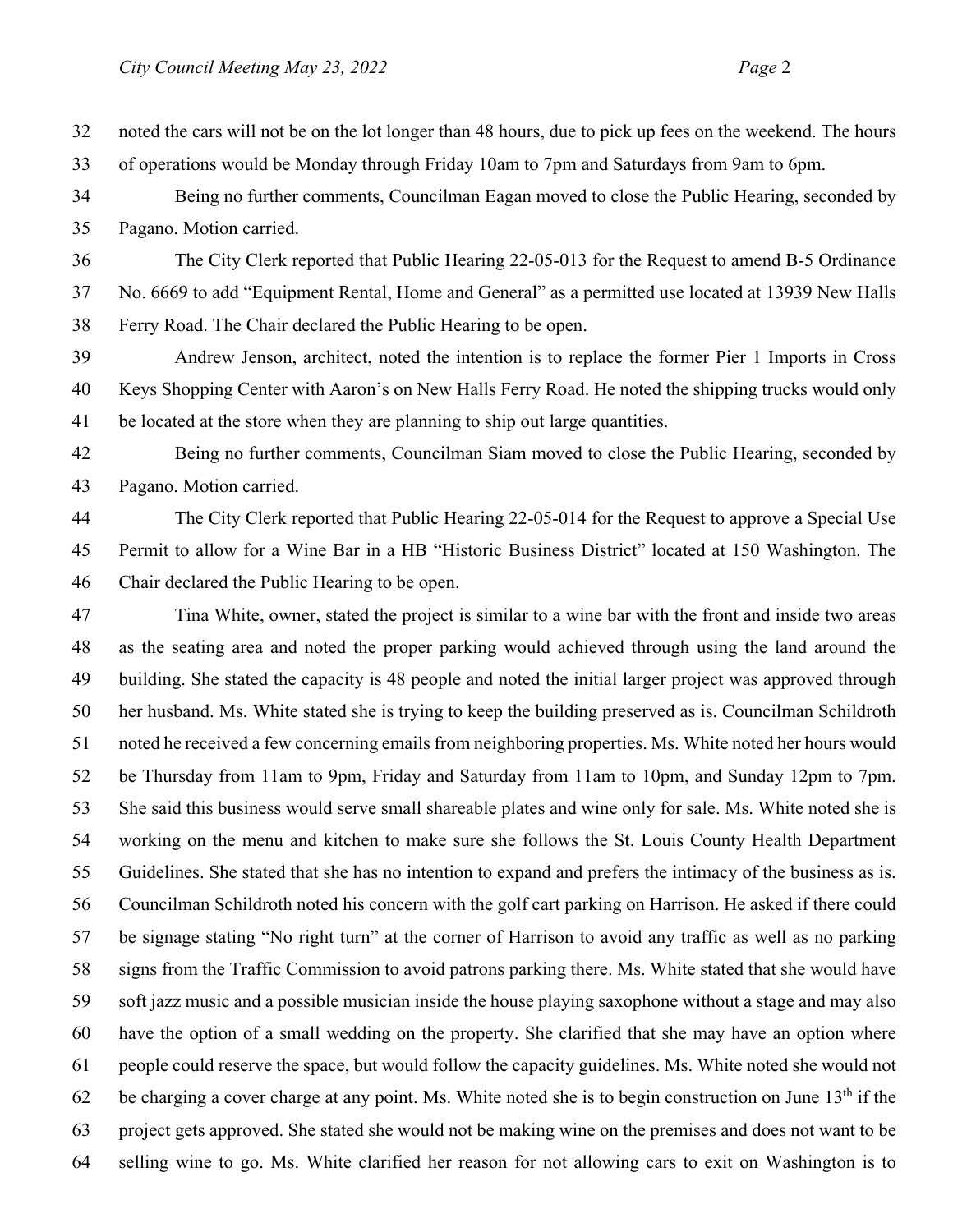noted the cars will not be on the lot longer than 48 hours, due to pick up fees on the weekend. The hours of operations would be Monday through Friday 10am to 7pm and Saturdays from 9am to 6pm.

Being no further comments, Councilman Eagan moved to close the Public Hearing, seconded by Pagano. Motion carried.

The City Clerk reported that Public Hearing 22-05-013 for the Request to amend B-5 Ordinance No. 6669 to add "Equipment Rental, Home and General" as a permitted use located at 13939 New Halls Ferry Road. The Chair declared the Public Hearing to be open.

Andrew Jenson, architect, noted the intention is to replace the former Pier 1 Imports in Cross Keys Shopping Center with Aaron's on New Halls Ferry Road. He noted the shipping trucks would only be located at the store when they are planning to ship out large quantities.

Being no further comments, Councilman Siam moved to close the Public Hearing, seconded by Pagano. Motion carried.

The City Clerk reported that Public Hearing 22-05-014 for the Request to approve a Special Use Permit to allow for a Wine Bar in a HB "Historic Business District" located at 150 Washington. The Chair declared the Public Hearing to be open.

Tina White, owner, stated the project is similar to a wine bar with the front and inside two areas as the seating area and noted the proper parking would achieved through using the land around the building. She stated the capacity is 48 people and noted the initial larger project was approved through her husband. Ms. White stated she is trying to keep the building preserved as is. Councilman Schildroth noted he received a few concerning emails from neighboring properties. Ms. White noted her hours would be Thursday from 11am to 9pm, Friday and Saturday from 11am to 10pm, and Sunday 12pm to 7pm. She said this business would serve small shareable plates and wine only for sale. Ms. White noted she is working on the menu and kitchen to make sure she follows the St. Louis County Health Department Guidelines. She stated that she has no intention to expand and prefers the intimacy of the business as is. Councilman Schildroth noted his concern with the golf cart parking on Harrison. He asked if there could be signage stating "No right turn" at the corner of Harrison to avoid any traffic as well as no parking signs from the Traffic Commission to avoid patrons parking there. Ms. White stated that she would have soft jazz music and a possible musician inside the house playing saxophone without a stage and may also have the option of a small wedding on the property. She clarified that she may have an option where people could reserve the space, but would follow the capacity guidelines. Ms. White noted she would not be charging a cover charge at any point. Ms. White noted she is to begin construction on June 13th if the project gets approved. She stated she would not be making wine on the premises and does not want to be selling wine to go. Ms. White clarified her reason for not allowing cars to exit on Washington is to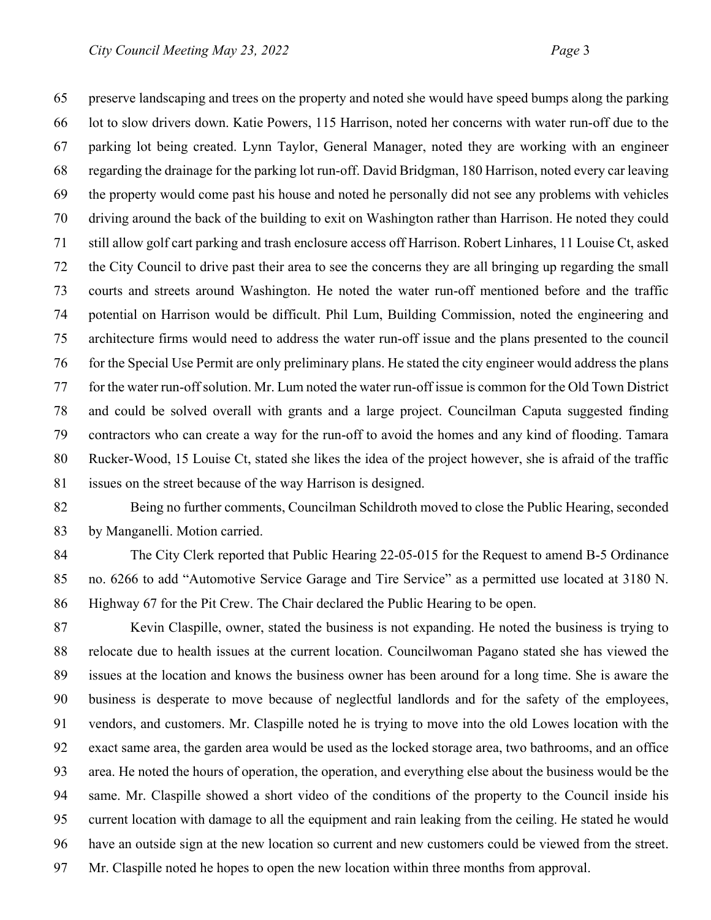preserve landscaping and trees on the property and noted she would have speed bumps along the parking lot to slow drivers down. Katie Powers, 115 Harrison, noted her concerns with water run-off due to the parking lot being created. Lynn Taylor, General Manager, noted they are working with an engineer regarding the drainage for the parking lot run-off. David Bridgman, 180 Harrison, noted every car leaving the property would come past his house and noted he personally did not see any problems with vehicles driving around the back of the building to exit on Washington rather than Harrison. He noted they could still allow golf cart parking and trash enclosure access off Harrison. Robert Linhares, 11 Louise Ct, asked the City Council to drive past their area to see the concerns they are all bringing up regarding the small courts and streets around Washington. He noted the water run-off mentioned before and the traffic potential on Harrison would be difficult. Phil Lum, Building Commission, noted the engineering and architecture firms would need to address the water run-off issue and the plans presented to the council for the Special Use Permit are only preliminary plans. He stated the city engineer would address the plans for the water run-off solution. Mr. Lum noted the water run-off issue is common for the Old Town District and could be solved overall with grants and a large project. Councilman Caputa suggested finding contractors who can create a way for the run-off to avoid the homes and any kind of flooding. Tamara Rucker-Wood, 15 Louise Ct, stated she likes the idea of the project however, she is afraid of the traffic issues on the street because of the way Harrison is designed.

Being no further comments, Councilman Schildroth moved to close the Public Hearing, seconded by Manganelli. Motion carried.

The City Clerk reported that Public Hearing 22-05-015 for the Request to amend B-5 Ordinance no. 6266 to add "Automotive Service Garage and Tire Service" as a permitted use located at 3180 N. Highway 67 for the Pit Crew. The Chair declared the Public Hearing to be open.

Kevin Claspille, owner, stated the business is not expanding. He noted the business is trying to relocate due to health issues at the current location. Councilwoman Pagano stated she has viewed the issues at the location and knows the business owner has been around for a long time. She is aware the business is desperate to move because of neglectful landlords and for the safety of the employees, vendors, and customers. Mr. Claspille noted he is trying to move into the old Lowes location with the exact same area, the garden area would be used as the locked storage area, two bathrooms, and an office area. He noted the hours of operation, the operation, and everything else about the business would be the same. Mr. Claspille showed a short video of the conditions of the property to the Council inside his current location with damage to all the equipment and rain leaking from the ceiling. He stated he would have an outside sign at the new location so current and new customers could be viewed from the street. Mr. Claspille noted he hopes to open the new location within three months from approval.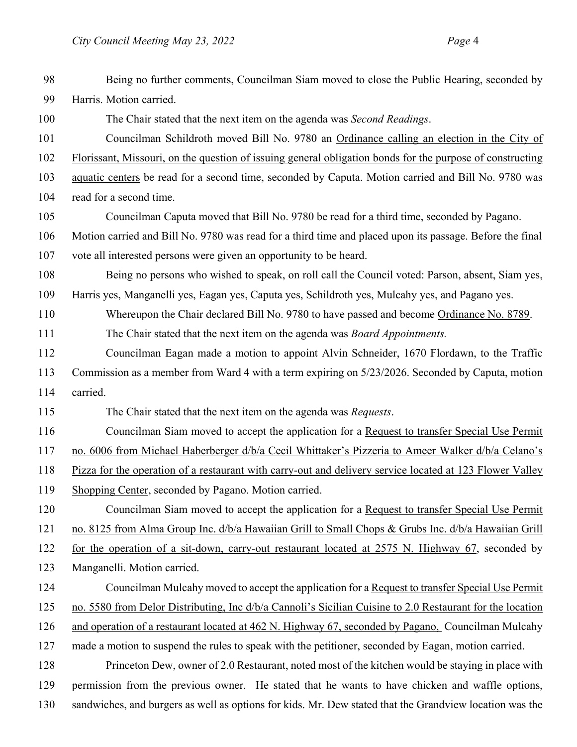Being no further comments, Councilman Siam moved to close the Public Hearing, seconded by Harris. Motion carried.

The Chair stated that the next item on the agenda was *Second Readings*.

Councilman Schildroth moved Bill No. 9780 an Ordinance calling an election in the City of Florissant, Missouri, on the question of issuing general obligation bonds for the purpose of constructing aquatic centers be read for a second time, seconded by Caputa. Motion carried and Bill No. 9780 was read for a second time.

Councilman Caputa moved that Bill No. 9780 be read for a third time, seconded by Pagano. Motion carried and Bill No. 9780 was read for a third time and placed upon its passage. Before the final vote all interested persons were given an opportunity to be heard.

Being no persons who wished to speak, on roll call the Council voted: Parson, absent, Siam yes, Harris yes, Manganelli yes, Eagan yes, Caputa yes, Schildroth yes, Mulcahy yes, and Pagano yes.

Whereupon the Chair declared Bill No. 9780 to have passed and become Ordinance No. 8789.

The Chair stated that the next item on the agenda was *Board Appointments.*

Councilman Eagan made a motion to appoint Alvin Schneider, 1670 Flordawn, to the Traffic Commission as a member from Ward 4 with a term expiring on 5/23/2026. Seconded by Caputa, motion carried.

The Chair stated that the next item on the agenda was *Requests*.

Councilman Siam moved to accept the application for a Request to transfer Special Use Permit no. 6006 from Michael Haberberger d/b/a Cecil Whittaker's Pizzeria to Ameer Walker d/b/a Celano's Pizza for the operation of a restaurant with carry-out and delivery service located at 123 Flower Valley Shopping Center, seconded by Pagano. Motion carried.

Councilman Siam moved to accept the application for a Request to transfer Special Use Permit no. 8125 from Alma Group Inc. d/b/a Hawaiian Grill to Small Chops & Grubs Inc. d/b/a Hawaiian Grill for the operation of a sit-down, carry-out restaurant located at 2575 N. Highway 67, seconded by Manganelli. Motion carried.

Councilman Mulcahy moved to accept the application for a Request to transfer Special Use Permit no. 5580 from Delor Distributing, Inc d/b/a Cannoli's Sicilian Cuisine to 2.0 Restaurant for the location and operation of a restaurant located at 462 N. Highway 67, seconded by Pagano, Councilman Mulcahy made a motion to suspend the rules to speak with the petitioner, seconded by Eagan, motion carried.

Princeton Dew, owner of 2.0 Restaurant, noted most of the kitchen would be staying in place with permission from the previous owner. He stated that he wants to have chicken and waffle options, sandwiches, and burgers as well as options for kids. Mr. Dew stated that the Grandview location was the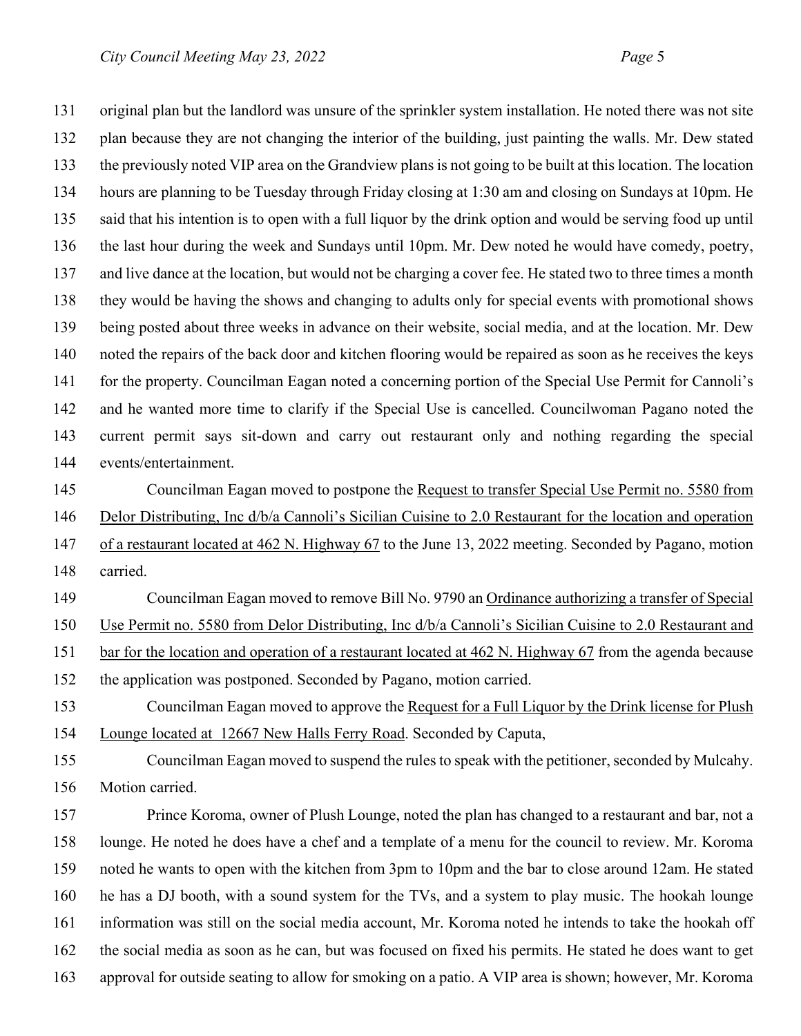original plan but the landlord was unsure of the sprinkler system installation. He noted there was not site plan because they are not changing the interior of the building, just painting the walls. Mr. Dew stated the previously noted VIP area on the Grandview plans is not going to be built at this location. The location hours are planning to be Tuesday through Friday closing at 1:30 am and closing on Sundays at 10pm. He said that his intention is to open with a full liquor by the drink option and would be serving food up until the last hour during the week and Sundays until 10pm. Mr. Dew noted he would have comedy, poetry, and live dance at the location, but would not be charging a cover fee. He stated two to three times a month they would be having the shows and changing to adults only for special events with promotional shows being posted about three weeks in advance on their website, social media, and at the location. Mr. Dew noted the repairs of the back door and kitchen flooring would be repaired as soon as he receives the keys for the property. Councilman Eagan noted a concerning portion of the Special Use Permit for Cannoli's and he wanted more time to clarify if the Special Use is cancelled. Councilwoman Pagano noted the current permit says sit-down and carry out restaurant only and nothing regarding the special events/entertainment.

Councilman Eagan moved to postpone the Request to transfer Special Use Permit no. 5580 from Delor Distributing, Inc d/b/a Cannoli's Sicilian Cuisine to 2.0 Restaurant for the location and operation of a restaurant located at 462 N. Highway 67 to the June 13, 2022 meeting. Seconded by Pagano, motion carried.

Councilman Eagan moved to remove Bill No. 9790 an Ordinance authorizing a transfer of Special Use Permit no. 5580 from Delor Distributing, Inc d/b/a Cannoli's Sicilian Cuisine to 2.0 Restaurant and bar for the location and operation of a restaurant located at 462 N. Highway 67 from the agenda because the application was postponed. Seconded by Pagano, motion carried.

Councilman Eagan moved to approve the Request for a Full Liquor by the Drink license for Plush Lounge located at 12667 New Halls Ferry Road. Seconded by Caputa,

Councilman Eagan moved to suspend the rules to speak with the petitioner, seconded by Mulcahy. Motion carried.

Prince Koroma, owner of Plush Lounge, noted the plan has changed to a restaurant and bar, not a lounge. He noted he does have a chef and a template of a menu for the council to review. Mr. Koroma noted he wants to open with the kitchen from 3pm to 10pm and the bar to close around 12am. He stated he has a DJ booth, with a sound system for the TVs, and a system to play music. The hookah lounge information was still on the social media account, Mr. Koroma noted he intends to take the hookah off the social media as soon as he can, but was focused on fixed his permits. He stated he does want to get approval for outside seating to allow for smoking on a patio. A VIP area is shown; however, Mr. Koroma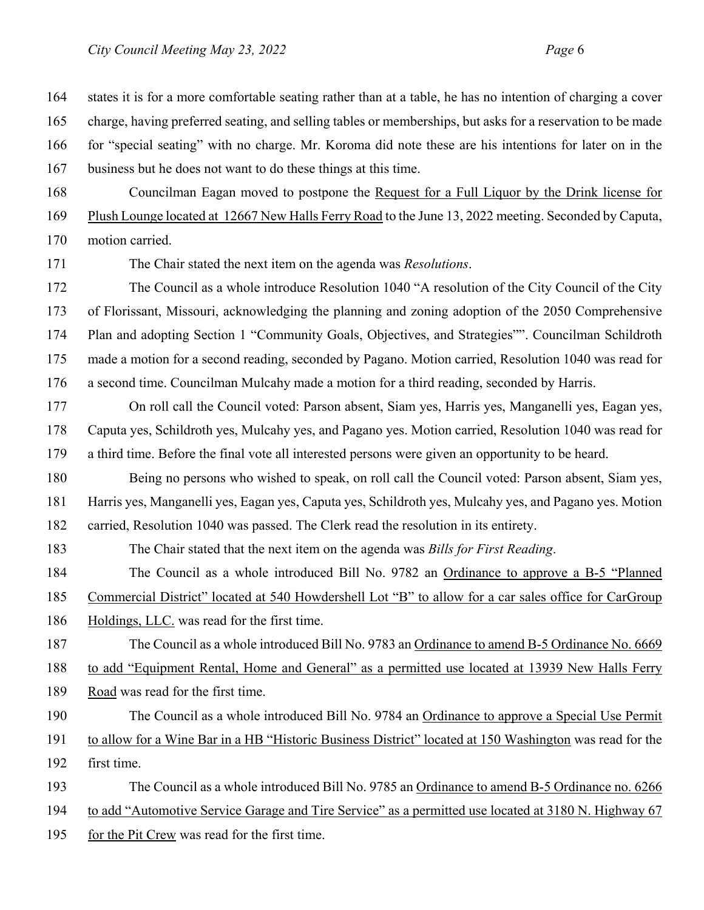states it is for a more comfortable seating rather than at a table, he has no intention of charging a cover charge, having preferred seating, and selling tables or memberships, but asks for a reservation to be made for "special seating" with no charge. Mr. Koroma did note these are his intentions for later on in the business but he does not want to do these things at this time.

Councilman Eagan moved to postpone the Request for a Full Liquor by the Drink license for Plush Lounge located at 12667 New Halls Ferry Road to the June 13, 2022 meeting. Seconded by Caputa, motion carried.

The Chair stated the next item on the agenda was *Resolutions*.

The Council as a whole introduce Resolution 1040 "A resolution of the City Council of the City of Florissant, Missouri, acknowledging the planning and zoning adoption of the 2050 Comprehensive Plan and adopting Section 1 "Community Goals, Objectives, and Strategies"". Councilman Schildroth made a motion for a second reading, seconded by Pagano. Motion carried, Resolution 1040 was read for a second time. Councilman Mulcahy made a motion for a third reading, seconded by Harris.

On roll call the Council voted: Parson absent, Siam yes, Harris yes, Manganelli yes, Eagan yes, Caputa yes, Schildroth yes, Mulcahy yes, and Pagano yes. Motion carried, Resolution 1040 was read for a third time. Before the final vote all interested persons were given an opportunity to be heard.

Being no persons who wished to speak, on roll call the Council voted: Parson absent, Siam yes, Harris yes, Manganelli yes, Eagan yes, Caputa yes, Schildroth yes, Mulcahy yes, and Pagano yes. Motion carried, Resolution 1040 was passed. The Clerk read the resolution in its entirety.

The Chair stated that the next item on the agenda was *Bills for First Reading*.

The Council as a whole introduced Bill No. 9782 an Ordinance to approve a B-5 "Planned Commercial District" located at 540 Howdershell Lot "B" to allow for a car sales office for CarGroup Holdings, LLC. was read for the first time.

The Council as a whole introduced Bill No. 9783 an Ordinance to amend B-5 Ordinance No. 6669 to add "Equipment Rental, Home and General" as a permitted use located at 13939 New Halls Ferry Road was read for the first time.

The Council as a whole introduced Bill No. 9784 an Ordinance to approve a Special Use Permit to allow for a Wine Bar in a HB "Historic Business District" located at 150 Washington was read for the first time.

The Council as a whole introduced Bill No. 9785 an Ordinance to amend B-5 Ordinance no. 6266 to add "Automotive Service Garage and Tire Service" as a permitted use located at 3180 N. Highway 67 for the Pit Crew was read for the first time.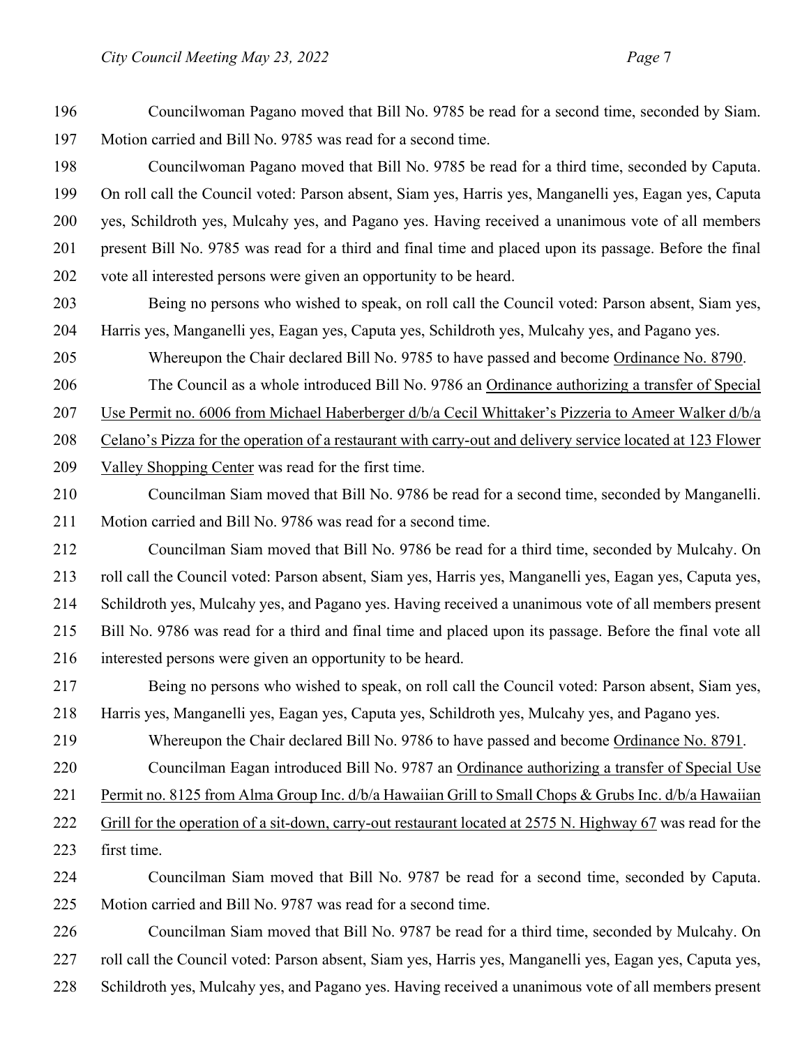Councilwoman Pagano moved that Bill No. 9785 be read for a second time, seconded by Siam. Motion carried and Bill No. 9785 was read for a second time.

Councilwoman Pagano moved that Bill No. 9785 be read for a third time, seconded by Caputa. On roll call the Council voted: Parson absent, Siam yes, Harris yes, Manganelli yes, Eagan yes, Caputa yes, Schildroth yes, Mulcahy yes, and Pagano yes. Having received a unanimous vote of all members present Bill No. 9785 was read for a third and final time and placed upon its passage. Before the final vote all interested persons were given an opportunity to be heard.

Being no persons who wished to speak, on roll call the Council voted: Parson absent, Siam yes, Harris yes, Manganelli yes, Eagan yes, Caputa yes, Schildroth yes, Mulcahy yes, and Pagano yes.

Whereupon the Chair declared Bill No. 9785 to have passed and become Ordinance No. 8790.

The Council as a whole introduced Bill No. 9786 an Ordinance authorizing a transfer of Special Use Permit no. 6006 from Michael Haberberger d/b/a Cecil Whittaker's Pizzeria to Ameer Walker d/b/a Celano's Pizza for the operation of a restaurant with carry-out and delivery service located at 123 Flower Valley Shopping Center was read for the first time.

Councilman Siam moved that Bill No. 9786 be read for a second time, seconded by Manganelli. Motion carried and Bill No. 9786 was read for a second time.

Councilman Siam moved that Bill No. 9786 be read for a third time, seconded by Mulcahy. On roll call the Council voted: Parson absent, Siam yes, Harris yes, Manganelli yes, Eagan yes, Caputa yes, Schildroth yes, Mulcahy yes, and Pagano yes. Having received a unanimous vote of all members present Bill No. 9786 was read for a third and final time and placed upon its passage. Before the final vote all interested persons were given an opportunity to be heard.

Being no persons who wished to speak, on roll call the Council voted: Parson absent, Siam yes, Harris yes, Manganelli yes, Eagan yes, Caputa yes, Schildroth yes, Mulcahy yes, and Pagano yes.

Whereupon the Chair declared Bill No. 9786 to have passed and become Ordinance No. 8791.

Councilman Eagan introduced Bill No. 9787 an Ordinance authorizing a transfer of Special Use Permit no. 8125 from Alma Group Inc. d/b/a Hawaiian Grill to Small Chops & Grubs Inc. d/b/a Hawaiian Grill for the operation of a sit-down, carry-out restaurant located at 2575 N. Highway 67 was read for the first time.

Councilman Siam moved that Bill No. 9787 be read for a second time, seconded by Caputa. Motion carried and Bill No. 9787 was read for a second time.

Councilman Siam moved that Bill No. 9787 be read for a third time, seconded by Mulcahy. On roll call the Council voted: Parson absent, Siam yes, Harris yes, Manganelli yes, Eagan yes, Caputa yes, Schildroth yes, Mulcahy yes, and Pagano yes. Having received a unanimous vote of all members present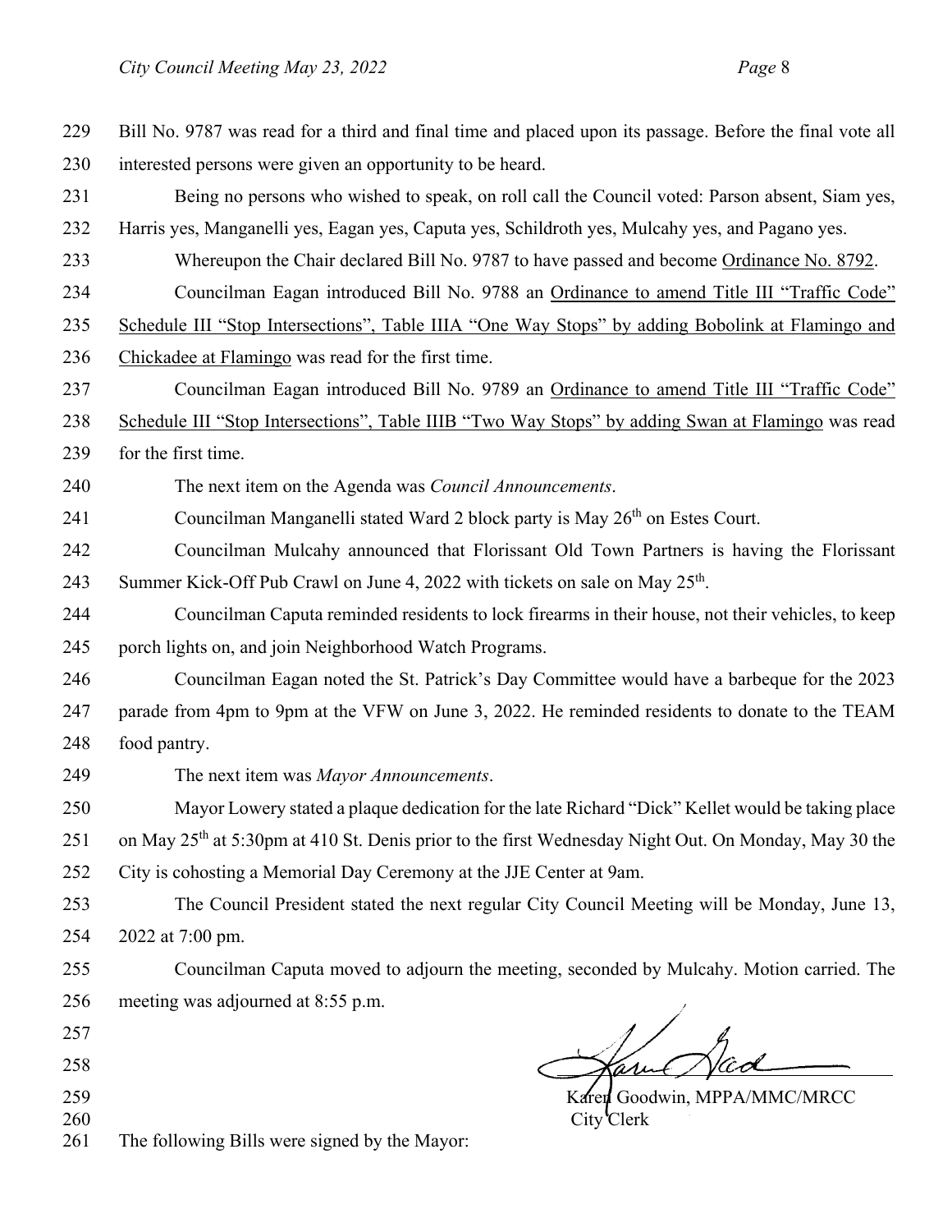Bill No. 9787 was read for a third and final time and placed upon its passage. Before the final vote all interested persons were given an opportunity to be heard.

Being no persons who wished to speak, on roll call the Council voted: Parson absent, Siam yes, Harris yes, Manganelli yes, Eagan yes, Caputa yes, Schildroth yes, Mulcahy yes, and Pagano yes.

Whereupon the Chair declared Bill No. 9787 to have passed and become Ordinance No. 8792.

Councilman Eagan introduced Bill No. 9788 an Ordinance to amend Title III "Traffic Code" Schedule III "Stop Intersections", Table IIIA "One Way Stops" by adding Bobolink at Flamingo and Chickadee at Flamingo was read for the first time.

Councilman Eagan introduced Bill No. 9789 an Ordinance to amend Title III "Traffic Code" Schedule III "Stop Intersections", Table IIIB "Two Way Stops" by adding Swan at Flamingo was read for the first time.

The next item on the Agenda was *Council Announcements*.

Councilman Manganelli stated Ward 2 block party is May 26th on Estes Court.

Councilman Mulcahy announced that Florissant Old Town Partners is having the Florissant Summer Kick-Off Pub Crawl on June 4, 2022 with tickets on sale on May 25th.

Councilman Caputa reminded residents to lock firearms in their house, not their vehicles, to keep porch lights on, and join Neighborhood Watch Programs.

Councilman Eagan noted the St. Patrick's Day Committee would have a barbeque for the 2023 parade from 4pm to 9pm at the VFW on June 3, 2022. He reminded residents to donate to the TEAM food pantry.

The next item was *Mayor Announcements*.

Mayor Lowery stated a plaque dedication for the late Richard "Dick" Kellet would be taking place on May 25th at 5:30pm at 410 St. Denis prior to the first Wednesday Night Out. On Monday, May 30 the City is cohosting a Memorial Day Ceremony at the JJE Center at 9am.

The Council President stated the next regular City Council Meeting will be Monday, June 13, 2022 at 7:00 pm.

Councilman Caputa moved to adjourn the meeting, seconded by Mulcahy. Motion carried. The meeting was adjourned at 8:55 p.m.

Karen Goodwin, MPPA/MMC/MRCC
City Clerk

The following Bills were signed by the Mayor: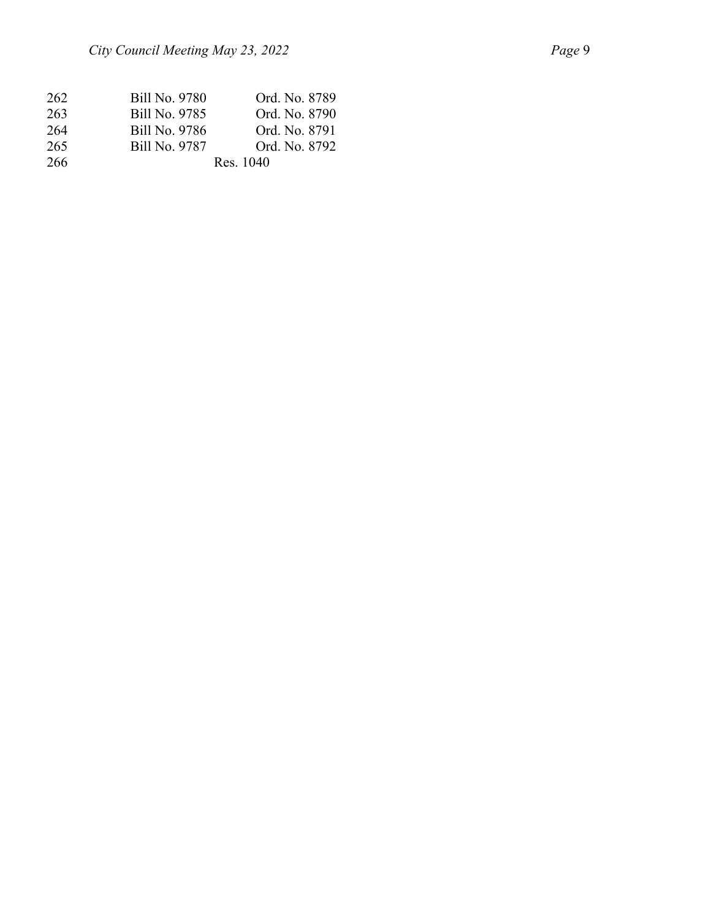262 Bill No. 9780 Ord. No. 8789
263 Bill No. 9785 Ord. No. 8790
264 Bill No. 9786 Ord. No. 8791
265 Bill No. 9787 Ord. No. 8792
266 Res. 1040